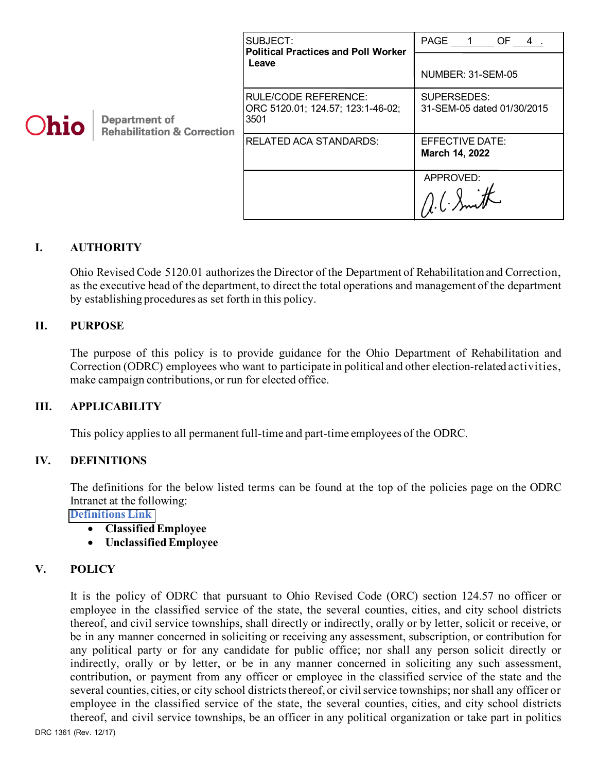Ohio Department of Rehabilitation & Correction

| SUBJECT: **Political Practices and Poll Worker Leave** | PAGE 1 OF 4 . NUMBER: 31-SEM-05 |
| --- | --- |
| RULE/CODE REFERENCE: ORC 5120.01; 124.57; 123:1-46-02; 3501 | SUPERSEDES: 31-SEM-05 dated 01/30/2015 |
| RELATED ACA STANDARDS: | EFFECTIVE DATE: **March 14, 2022** |
| | APPROVED: A. C. Smith |

## I. AUTHORITY

Ohio Revised Code 5120.01 authorizes the Director of the Department of Rehabilitation and Correction, as the executive head of the department, to direct the total operations and management of the department by establishing procedures as set forth in this policy.

## II. PURPOSE

The purpose of this policy is to provide guidance for the Ohio Department of Rehabilitation and Correction (ODRC) employees who want to participate in political and other election-related activities, make campaign contributions, or run for elected office.

## III. APPLICABILITY

This policy applies to all permanent full-time and part-time employees of the ODRC.

## IV. DEFINITIONS

The definitions for the below listed terms can be found at the top of the policies page on the ODRC Intranet at the following:
Definitions Link

- **Classified Employee**
- **Unclassified Employee**

## V. POLICY

It is the policy of ODRC that pursuant to Ohio Revised Code (ORC) section 124.57 no officer or employee in the classified service of the state, the several counties, cities, and city school districts thereof, and civil service townships, shall directly or indirectly, orally or by letter, solicit or receive, or be in any manner concerned in soliciting or receiving any assessment, subscription, or contribution for any political party or for any candidate for public office; nor shall any person solicit directly or indirectly, orally or by letter, or be in any manner concerned in soliciting any such assessment, contribution, or payment from any officer or employee in the classified service of the state and the several counties, cities, or city school districts thereof, or civil service townships; nor shall any officer or employee in the classified service of the state, the several counties, cities, and city school districts thereof, and civil service townships, be an officer in any political organization or take part in politics

DRC 1361 (Rev. 12/17)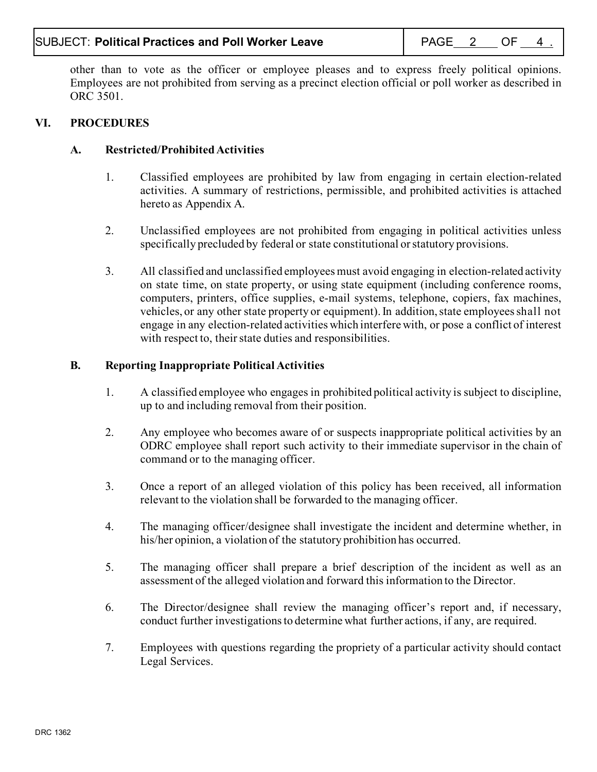other than to vote as the officer or employee pleases and to express freely political opinions. Employees are not prohibited from serving as a precinct election official or poll worker as described in ORC 3501.

## VI. PROCEDURES

### A. Restricted/Prohibited Activities

1. Classified employees are prohibited by law from engaging in certain election-related activities. A summary of restrictions, permissible, and prohibited activities is attached hereto as Appendix A.

2. Unclassified employees are not prohibited from engaging in political activities unless specifically precluded by federal or state constitutional or statutory provisions.

3. All classified and unclassified employees must avoid engaging in election-related activity on state time, on state property, or using state equipment (including conference rooms, computers, printers, office supplies, e-mail systems, telephone, copiers, fax machines, vehicles, or any other state property or equipment). In addition, state employees shall not engage in any election-related activities which interfere with, or pose a conflict of interest with respect to, their state duties and responsibilities.

### B. Reporting Inappropriate Political Activities

1. A classified employee who engages in prohibited political activity is subject to discipline, up to and including removal from their position.

2. Any employee who becomes aware of or suspects inappropriate political activities by an ODRC employee shall report such activity to their immediate supervisor in the chain of command or to the managing officer.

3. Once a report of an alleged violation of this policy has been received, all information relevant to the violation shall be forwarded to the managing officer.

4. The managing officer/designee shall investigate the incident and determine whether, in his/her opinion, a violation of the statutory prohibition has occurred.

5. The managing officer shall prepare a brief description of the incident as well as an assessment of the alleged violation and forward this information to the Director.

6. The Director/designee shall review the managing officer's report and, if necessary, conduct further investigations to determine what further actions, if any, are required.

7. Employees with questions regarding the propriety of a particular activity should contact Legal Services.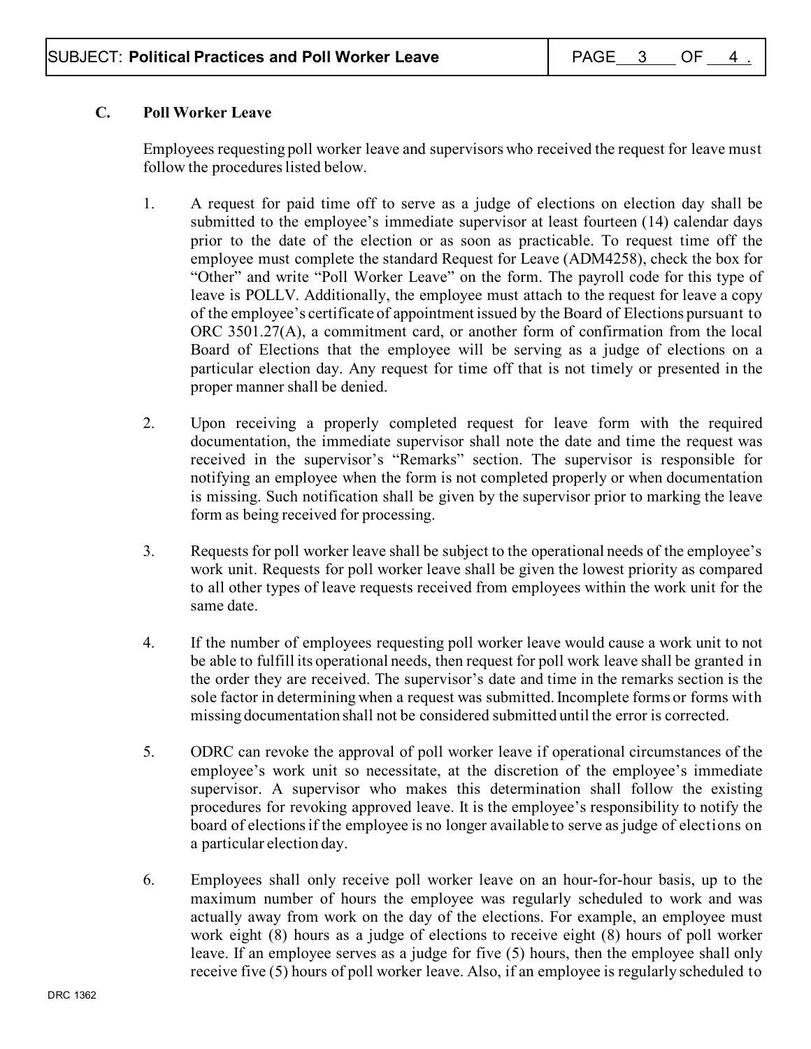**C. Poll Worker Leave**

Employees requesting poll worker leave and supervisors who received the request for leave must follow the procedures listed below.

1. A request for paid time off to serve as a judge of elections on election day shall be submitted to the employee's immediate supervisor at least fourteen (14) calendar days prior to the date of the election or as soon as practicable. To request time off the employee must complete the standard Request for Leave (ADM4258), check the box for "Other" and write "Poll Worker Leave" on the form. The payroll code for this type of leave is POLLV. Additionally, the employee must attach to the request for leave a copy of the employee's certificate of appointment issued by the Board of Elections pursuant to ORC 3501.27(A), a commitment card, or another form of confirmation from the local Board of Elections that the employee will be serving as a judge of elections on a particular election day. Any request for time off that is not timely or presented in the proper manner shall be denied.

2. Upon receiving a properly completed request for leave form with the required documentation, the immediate supervisor shall note the date and time the request was received in the supervisor's "Remarks" section. The supervisor is responsible for notifying an employee when the form is not completed properly or when documentation is missing. Such notification shall be given by the supervisor prior to marking the leave form as being received for processing.

3. Requests for poll worker leave shall be subject to the operational needs of the employee's work unit. Requests for poll worker leave shall be given the lowest priority as compared to all other types of leave requests received from employees within the work unit for the same date.

4. If the number of employees requesting poll worker leave would cause a work unit to not be able to fulfill its operational needs, then request for poll work leave shall be granted in the order they are received. The supervisor's date and time in the remarks section is the sole factor in determining when a request was submitted. Incomplete forms or forms with missing documentation shall not be considered submitted until the error is corrected.

5. ODRC can revoke the approval of poll worker leave if operational circumstances of the employee's work unit so necessitate, at the discretion of the employee's immediate supervisor. A supervisor who makes this determination shall follow the existing procedures for revoking approved leave. It is the employee's responsibility to notify the board of elections if the employee is no longer available to serve as judge of elections on a particular election day.

6. Employees shall only receive poll worker leave on an hour-for-hour basis, up to the maximum number of hours the employee was regularly scheduled to work and was actually away from work on the day of the elections. For example, an employee must work eight (8) hours as a judge of elections to receive eight (8) hours of poll worker leave. If an employee serves as a judge for five (5) hours, then the employee shall only receive five (5) hours of poll worker leave. Also, if an employee is regularly scheduled to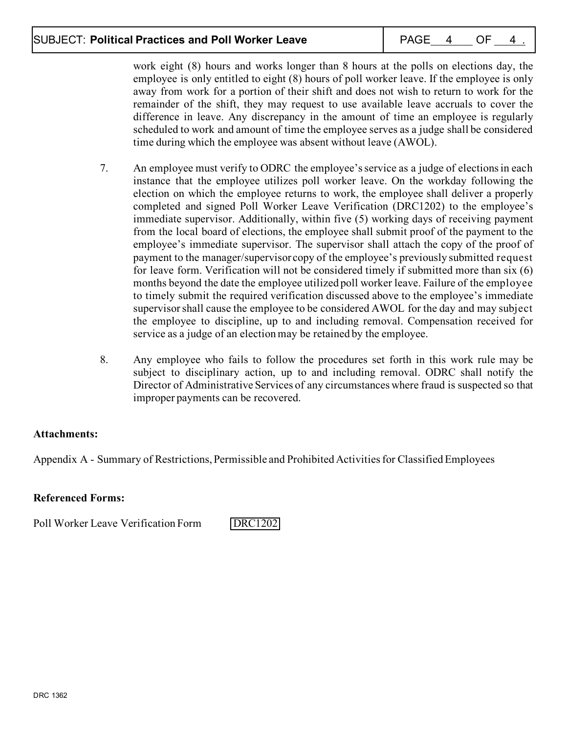work eight (8) hours and works longer than 8 hours at the polls on elections day, the employee is only entitled to eight (8) hours of poll worker leave. If the employee is only away from work for a portion of their shift and does not wish to return to work for the remainder of the shift, they may request to use available leave accruals to cover the difference in leave. Any discrepancy in the amount of time an employee is regularly scheduled to work and amount of time the employee serves as a judge shall be considered time during which the employee was absent without leave (AWOL).

7. An employee must verify to ODRC the employee's service as a judge of elections in each instance that the employee utilizes poll worker leave. On the workday following the election on which the employee returns to work, the employee shall deliver a properly completed and signed Poll Worker Leave Verification (DRC1202) to the employee's immediate supervisor. Additionally, within five (5) working days of receiving payment from the local board of elections, the employee shall submit proof of the payment to the employee's immediate supervisor. The supervisor shall attach the copy of the proof of payment to the manager/supervisor copy of the employee's previously submitted request for leave form. Verification will not be considered timely if submitted more than six (6) months beyond the date the employee utilized poll worker leave. Failure of the employee to timely submit the required verification discussed above to the employee's immediate supervisor shall cause the employee to be considered AWOL for the day and may subject the employee to discipline, up to and including removal. Compensation received for service as a judge of an election may be retained by the employee.

8. Any employee who fails to follow the procedures set forth in this work rule may be subject to disciplinary action, up to and including removal. ODRC shall notify the Director of Administrative Services of any circumstances where fraud is suspected so that improper payments can be recovered.

**Attachments:**

Appendix A - Summary of Restrictions, Permissible and Prohibited Activities for Classified Employees

**Referenced Forms:**

Poll Worker Leave Verification Form DRC1202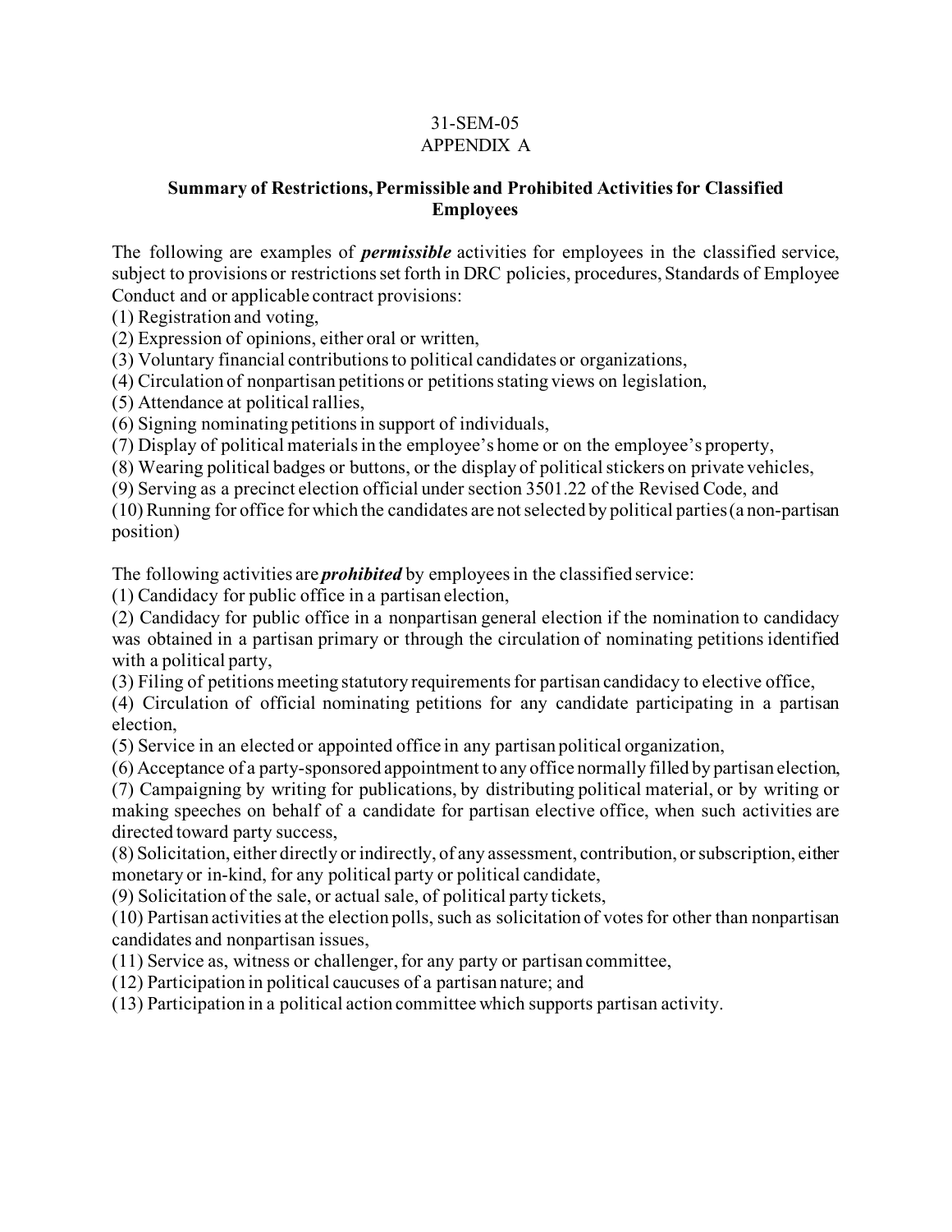31-SEM-05
APPENDIX A

**Summary of Restrictions, Permissible and Prohibited Activities for Classified Employees**

The following are examples of ***permissible*** activities for employees in the classified service, subject to provisions or restrictions set forth in DRC policies, procedures, Standards of Employee Conduct and or applicable contract provisions:

(1) Registration and voting,
(2) Expression of opinions, either oral or written,
(3) Voluntary financial contributions to political candidates or organizations,
(4) Circulation of nonpartisan petitions or petitions stating views on legislation,
(5) Attendance at political rallies,
(6) Signing nominating petitions in support of individuals,
(7) Display of political materials in the employee's home or on the employee's property,
(8) Wearing political badges or buttons, or the display of political stickers on private vehicles,
(9) Serving as a precinct election official under section 3501.22 of the Revised Code, and
(10) Running for office for which the candidates are not selected by political parties (a non-partisan position)

The following activities are ***prohibited*** by employees in the classified service:

(1) Candidacy for public office in a partisan election,
(2) Candidacy for public office in a nonpartisan general election if the nomination to candidacy was obtained in a partisan primary or through the circulation of nominating petitions identified with a political party,
(3) Filing of petitions meeting statutory requirements for partisan candidacy to elective office,
(4) Circulation of official nominating petitions for any candidate participating in a partisan election,
(5) Service in an elected or appointed office in any partisan political organization,
(6) Acceptance of a party-sponsored appointment to any office normally filled by partisan election,
(7) Campaigning by writing for publications, by distributing political material, or by writing or making speeches on behalf of a candidate for partisan elective office, when such activities are directed toward party success,
(8) Solicitation, either directly or indirectly, of any assessment, contribution, or subscription, either monetary or in-kind, for any political party or political candidate,
(9) Solicitation of the sale, or actual sale, of political party tickets,
(10) Partisan activities at the election polls, such as solicitation of votes for other than nonpartisan candidates and nonpartisan issues,
(11) Service as, witness or challenger, for any party or partisan committee,
(12) Participation in political caucuses of a partisan nature; and
(13) Participation in a political action committee which supports partisan activity.